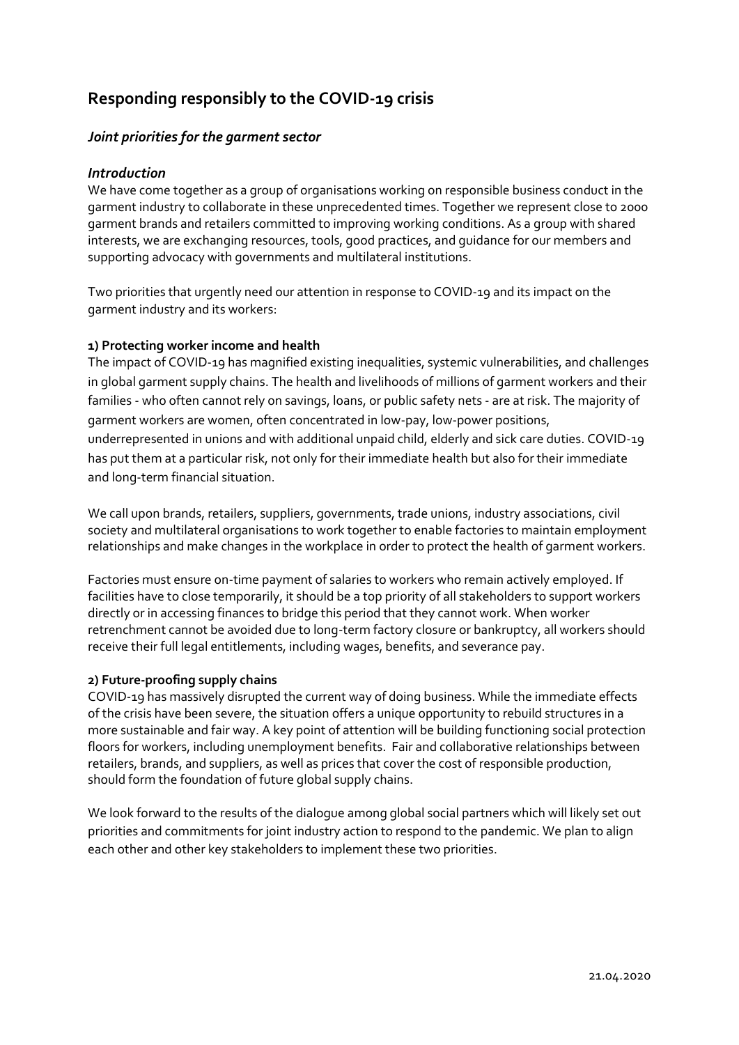# Responding responsibly to the COVID-19 crisis

## *Joint priorities for the garment sector*

### *Introduction*

We have come together as a group of organisations working on responsible business conduct in the garment industry to collaborate in these unprecedented times. Together we represent close to 2000 garment brands and retailers committed to improving working conditions. As a group with shared interests, we are exchanging resources, tools, good practices, and guidance for our members and supporting advocacy with governments and multilateral institutions.

Two priorities that urgently need our attention in response to COVID-19 and its impact on the garment industry and its workers:

**1) Protecting worker income and health**

The impact of COVID-19 has magnified existing inequalities, systemic vulnerabilities, and challenges in global garment supply chains. The health and livelihoods of millions of garment workers and their families - who often cannot rely on savings, loans, or public safety nets - are at risk. The majority of garment workers are women, often concentrated in low-pay, low-power positions, underrepresented in unions and with additional unpaid child, elderly and sick care duties. COVID-19 has put them at a particular risk, not only for their immediate health but also for their immediate and long-term financial situation.

We call upon brands, retailers, suppliers, governments, trade unions, industry associations, civil society and multilateral organisations to work together to enable factories to maintain employment relationships and make changes in the workplace in order to protect the health of garment workers.

Factories must ensure on-time payment of salaries to workers who remain actively employed. If facilities have to close temporarily, it should be a top priority of all stakeholders to support workers directly or in accessing finances to bridge this period that they cannot work. When worker retrenchment cannot be avoided due to long-term factory closure or bankruptcy, all workers should receive their full legal entitlements, including wages, benefits, and severance pay.

**2) Future-proofing supply chains**

COVID-19 has massively disrupted the current way of doing business. While the immediate effects of the crisis have been severe, the situation offers a unique opportunity to rebuild structures in a more sustainable and fair way. A key point of attention will be building functioning social protection floors for workers, including unemployment benefits. Fair and collaborative relationships between retailers, brands, and suppliers, as well as prices that cover the cost of responsible production, should form the foundation of future global supply chains.

We look forward to the results of the dialogue among global social partners which will likely set out priorities and commitments for joint industry action to respond to the pandemic. We plan to align each other and other key stakeholders to implement these two priorities.

21.04.2020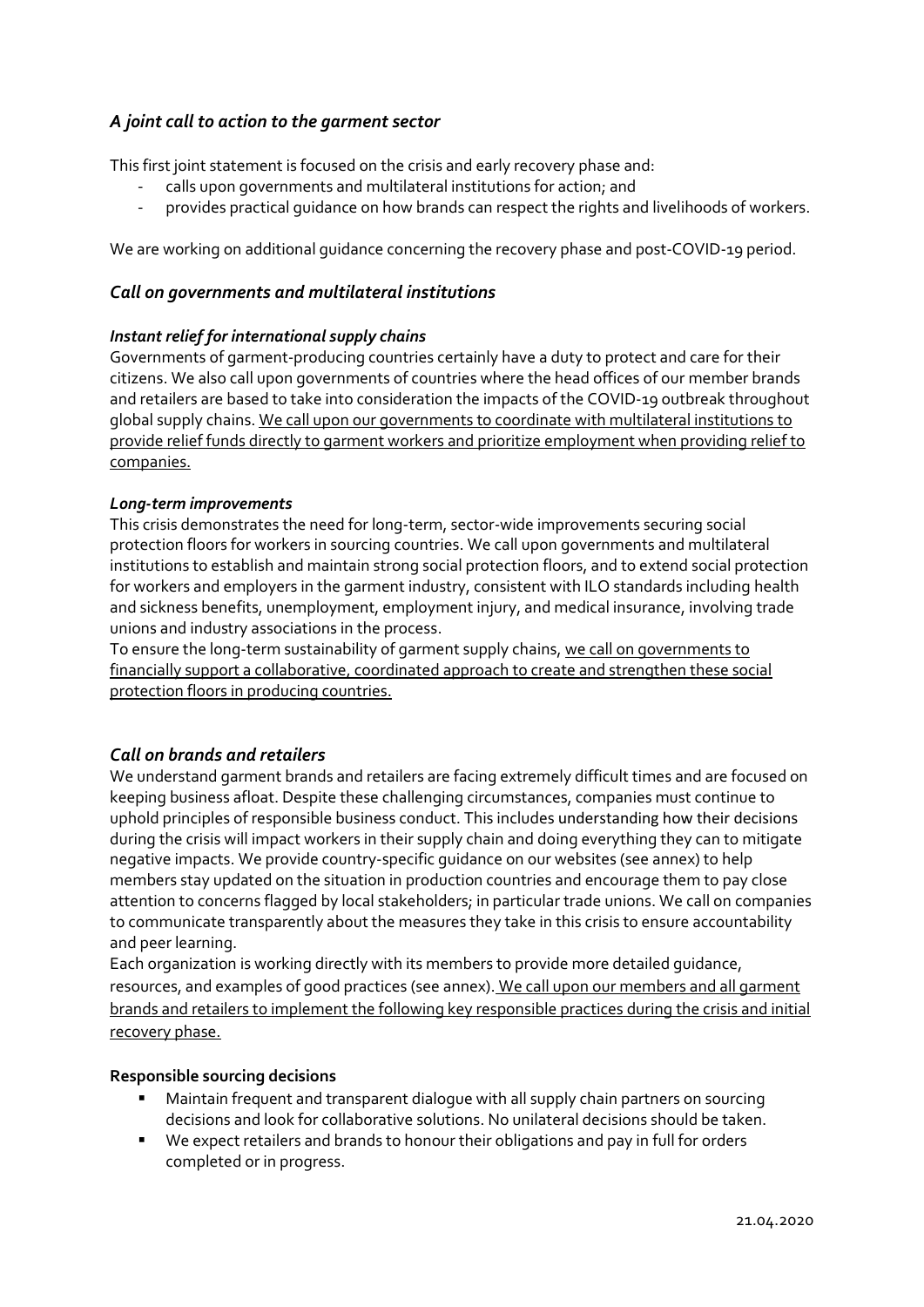## *A joint call to action to the garment sector*

This first joint statement is focused on the crisis and early recovery phase and:

- calls upon governments and multilateral institutions for action; and
- provides practical guidance on how brands can respect the rights and livelihoods of workers.

We are working on additional guidance concerning the recovery phase and post-COVID-19 period.

## *Call on governments and multilateral institutions*

### *Instant relief for international supply chains*

Governments of garment-producing countries certainly have a duty to protect and care for their citizens. We also call upon governments of countries where the head offices of our member brands and retailers are based to take into consideration the impacts of the COVID-19 outbreak throughout global supply chains. <u>We call upon our governments to coordinate with multilateral institutions to provide relief funds directly to garment workers and prioritize employment when providing relief to companies.</u>

### *Long-term improvements*

This crisis demonstrates the need for long-term, sector-wide improvements securing social protection floors for workers in sourcing countries. We call upon governments and multilateral institutions to establish and maintain strong social protection floors, and to extend social protection for workers and employers in the garment industry, consistent with ILO standards including health and sickness benefits, unemployment, employment injury, and medical insurance, involving trade unions and industry associations in the process.

To ensure the long-term sustainability of garment supply chains, <u>we call on governments to financially support a collaborative, coordinated approach to create and strengthen these social protection floors in producing countries.</u>

## *Call on brands and retailers*

We understand garment brands and retailers are facing extremely difficult times and are focused on keeping business afloat. Despite these challenging circumstances, companies must continue to uphold principles of responsible business conduct. This includes understanding how their decisions during the crisis will impact workers in their supply chain and doing everything they can to mitigate negative impacts. We provide country-specific guidance on our websites (see annex) to help members stay updated on the situation in production countries and encourage them to pay close attention to concerns flagged by local stakeholders; in particular trade unions. We call on companies to communicate transparently about the measures they take in this crisis to ensure accountability and peer learning.

Each organization is working directly with its members to provide more detailed guidance, resources, and examples of good practices (see annex). <u>We call upon our members and all garment brands and retailers to implement the following key responsible practices during the crisis and initial recovery phase.</u>

**Responsible sourcing decisions**

- Maintain frequent and transparent dialogue with all supply chain partners on sourcing decisions and look for collaborative solutions. No unilateral decisions should be taken.
- We expect retailers and brands to honour their obligations and pay in full for orders completed or in progress.

21.04.2020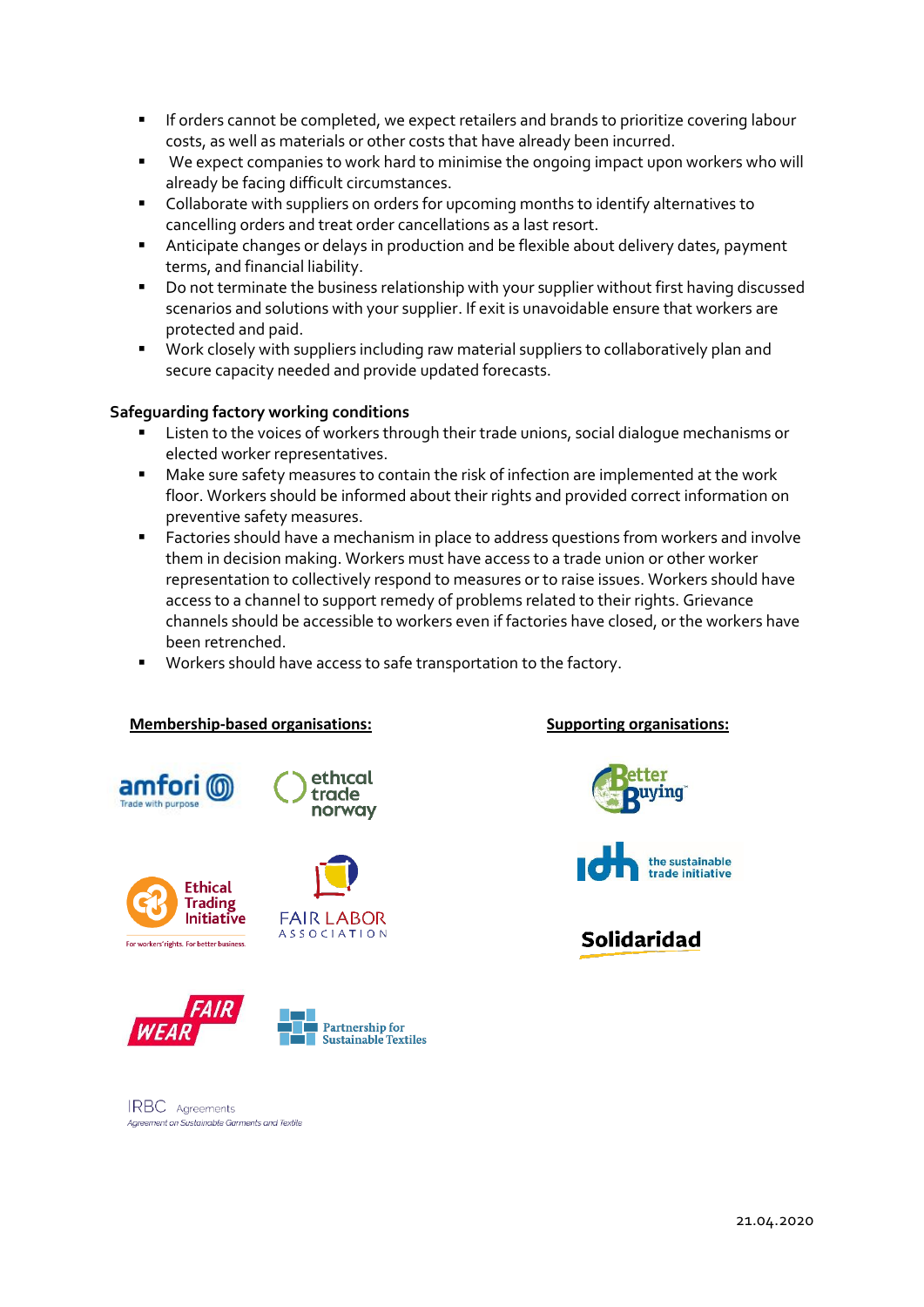- If orders cannot be completed, we expect retailers and brands to prioritize covering labour costs, as well as materials or other costs that have already been incurred.
- We expect companies to work hard to minimise the ongoing impact upon workers who will already be facing difficult circumstances.
- Collaborate with suppliers on orders for upcoming months to identify alternatives to cancelling orders and treat order cancellations as a last resort.
- Anticipate changes or delays in production and be flexible about delivery dates, payment terms, and financial liability.
- Do not terminate the business relationship with your supplier without first having discussed scenarios and solutions with your supplier. If exit is unavoidable ensure that workers are protected and paid.
- Work closely with suppliers including raw material suppliers to collaboratively plan and secure capacity needed and provide updated forecasts.

**Safeguarding factory working conditions**

- Listen to the voices of workers through their trade unions, social dialogue mechanisms or elected worker representatives.
- Make sure safety measures to contain the risk of infection are implemented at the work floor. Workers should be informed about their rights and provided correct information on preventive safety measures.
- Factories should have a mechanism in place to address questions from workers and involve them in decision making. Workers must have access to a trade union or other worker representation to collectively respond to measures or to raise issues. Workers should have access to a channel to support remedy of problems related to their rights. Grievance channels should be accessible to workers even if factories have closed, or the workers have been retrenched.
- Workers should have access to safe transportation to the factory.

**Membership-based organisations:**

amfori – Trade with purpose

ethical trade norway

Ethical Trading Initiative – For workers' rights. For better business.

FAIR LABOR ASSOCIATION

FAIR WEAR

Partnership for Sustainable Textiles

IRBC Agreements – Agreement on Sustainable Garments and Textile

**Supporting organisations:**

Better Buying

idh – the sustainable trade initiative

Solidaridad

21.04.2020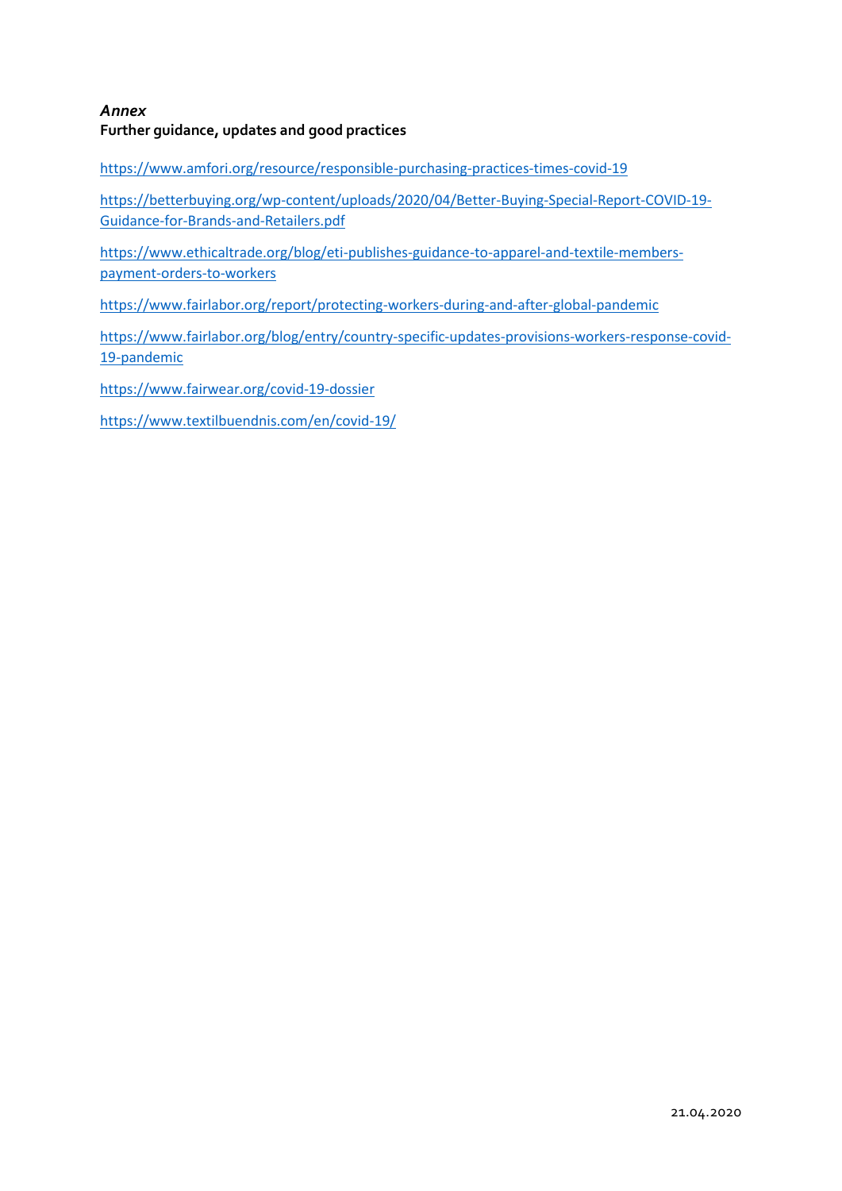*Annex*

**Further guidance, updates and good practices**

https://www.amfori.org/resource/responsible-purchasing-practices-times-covid-19

https://betterbuying.org/wp-content/uploads/2020/04/Better-Buying-Special-Report-COVID-19-Guidance-for-Brands-and-Retailers.pdf

https://www.ethicaltrade.org/blog/eti-publishes-guidance-to-apparel-and-textile-members-payment-orders-to-workers

https://www.fairlabor.org/report/protecting-workers-during-and-after-global-pandemic

https://www.fairlabor.org/blog/entry/country-specific-updates-provisions-workers-response-covid-19-pandemic

https://www.fairwear.org/covid-19-dossier

https://www.textilbuendnis.com/en/covid-19/

21.04.2020